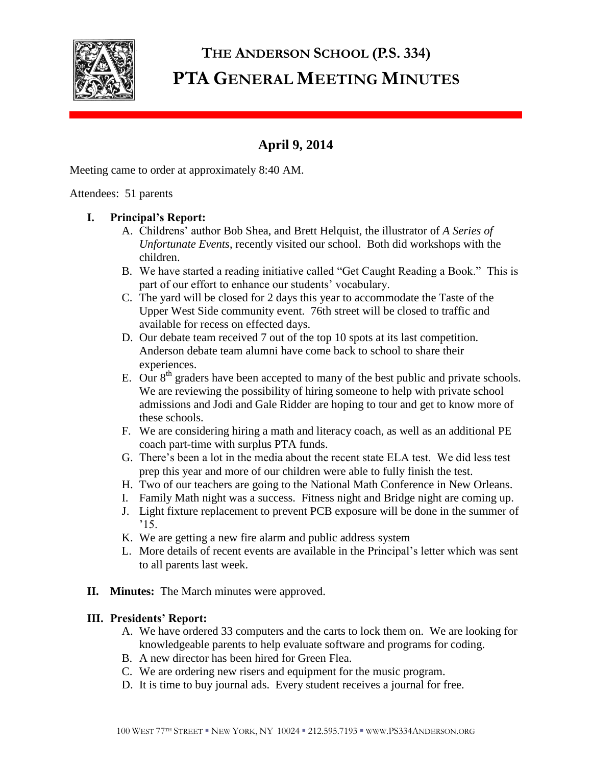# THE ANDERSON SCHOOL (P.S. 334)
# PTA GENERAL MEETING MINUTES

## April 9, 2014

Meeting came to order at approximately 8:40 AM.

Attendees: 51 parents

**I. Principal's Report:**

A. Childrens' author Bob Shea, and Brett Helquist, the illustrator of *A Series of Unfortunate Events*, recently visited our school. Both did workshops with the children.

B. We have started a reading initiative called "Get Caught Reading a Book." This is part of our effort to enhance our students' vocabulary.

C. The yard will be closed for 2 days this year to accommodate the Taste of the Upper West Side community event. 76th street will be closed to traffic and available for recess on effected days.

D. Our debate team received 7 out of the top 10 spots at its last competition. Anderson debate team alumni have come back to school to share their experiences.

E. Our 8th graders have been accepted to many of the best public and private schools. We are reviewing the possibility of hiring someone to help with private school admissions and Jodi and Gale Ridder are hoping to tour and get to know more of these schools.

F. We are considering hiring a math and literacy coach, as well as an additional PE coach part-time with surplus PTA funds.

G. There's been a lot in the media about the recent state ELA test. We did less test prep this year and more of our children were able to fully finish the test.

H. Two of our teachers are going to the National Math Conference in New Orleans.

I. Family Math night was a success. Fitness night and Bridge night are coming up.

J. Light fixture replacement to prevent PCB exposure will be done in the summer of '15.

K. We are getting a new fire alarm and public address system

L. More details of recent events are available in the Principal's letter which was sent to all parents last week.

**II. Minutes:** The March minutes were approved.

**III. Presidents' Report:**

A. We have ordered 33 computers and the carts to lock them on. We are looking for knowledgeable parents to help evaluate software and programs for coding.

B. A new director has been hired for Green Flea.

C. We are ordering new risers and equipment for the music program.

D. It is time to buy journal ads. Every student receives a journal for free.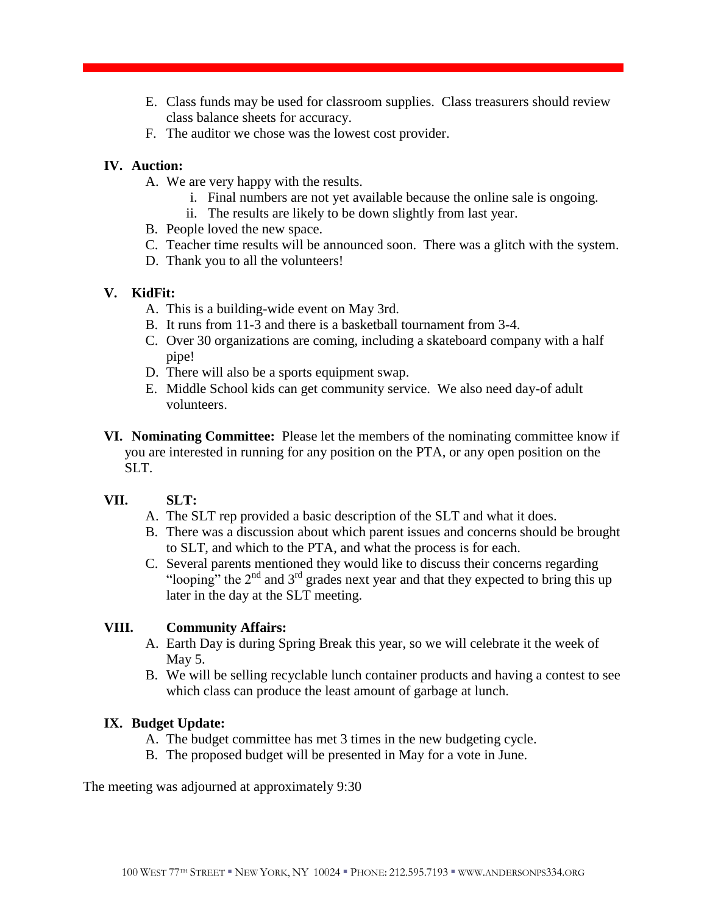E. Class funds may be used for classroom supplies. Class treasurers should review class balance sheets for accuracy.
F. The auditor we chose was the lowest cost provider.

**IV. Auction:**

A. We are very happy with the results.
   i. Final numbers are not yet available because the online sale is ongoing.
   ii. The results are likely to be down slightly from last year.
B. People loved the new space.
C. Teacher time results will be announced soon. There was a glitch with the system.
D. Thank you to all the volunteers!

**V. KidFit:**

A. This is a building-wide event on May 3rd.
B. It runs from 11-3 and there is a basketball tournament from 3-4.
C. Over 30 organizations are coming, including a skateboard company with a half pipe!
D. There will also be a sports equipment swap.
E. Middle School kids can get community service. We also need day-of adult volunteers.

**VI. Nominating Committee:** Please let the members of the nominating committee know if you are interested in running for any position on the PTA, or any open position on the SLT.

**VII. SLT:**

A. The SLT rep provided a basic description of the SLT and what it does.
B. There was a discussion about which parent issues and concerns should be brought to SLT, and which to the PTA, and what the process is for each.
C. Several parents mentioned they would like to discuss their concerns regarding "looping" the 2nd and 3rd grades next year and that they expected to bring this up later in the day at the SLT meeting.

**VIII. Community Affairs:**

A. Earth Day is during Spring Break this year, so we will celebrate it the week of May 5.
B. We will be selling recyclable lunch container products and having a contest to see which class can produce the least amount of garbage at lunch.

**IX. Budget Update:**

A. The budget committee has met 3 times in the new budgeting cycle.
B. The proposed budget will be presented in May for a vote in June.

The meeting was adjourned at approximately 9:30